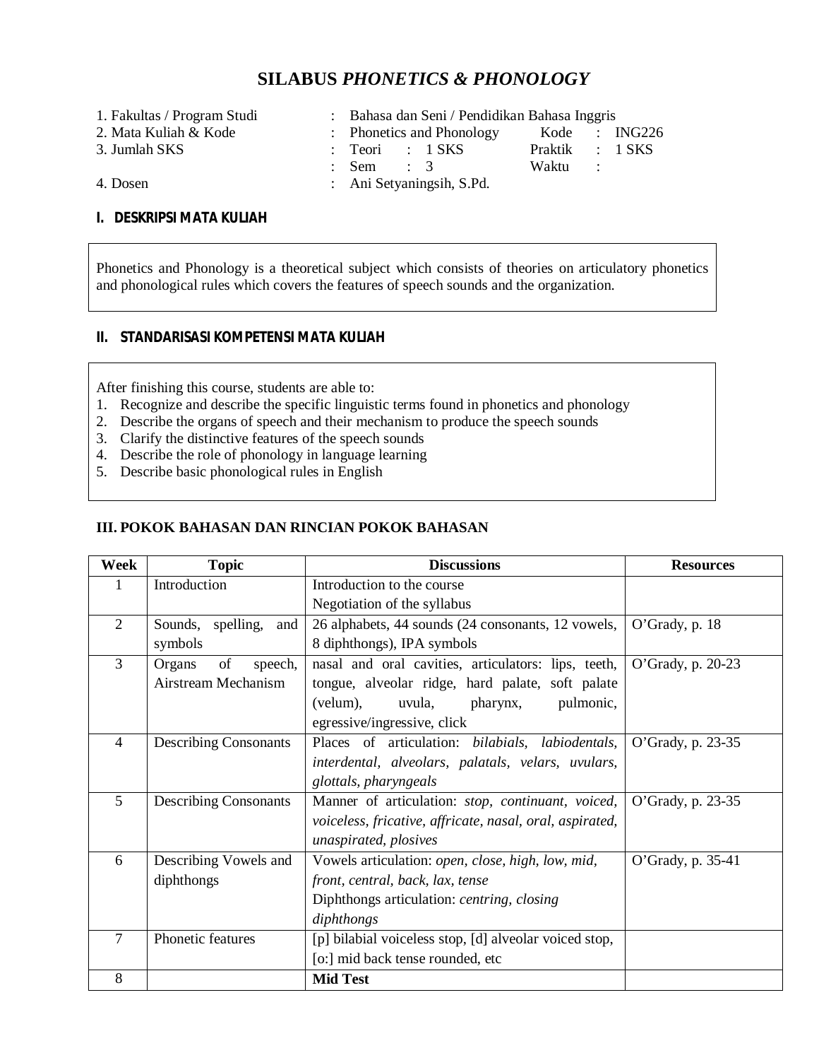# SILABUS *PHONETICS & PHONOLOGY*

1. Fakultas / Program Studi : Bahasa dan Seni / Pendidikan Bahasa Inggris
2. Mata Kuliah & Kode : Phonetics and Phonology Kode : ING226
3. Jumlah SKS : Teori : 1 SKS Praktik : 1 SKS
   : Sem : 3 Waktu :
4. Dosen : Ani Setyaningsih, S.Pd.

## I. DESKRIPSI MATA KULIAH

Phonetics and Phonology is a theoretical subject which consists of theories on articulatory phonetics and phonological rules which covers the features of speech sounds and the organization.

## II. STANDARISASI KOMPETENSI MATA KULIAH

After finishing this course, students are able to:

1. Recognize and describe the specific linguistic terms found in phonetics and phonology
2. Describe the organs of speech and their mechanism to produce the speech sounds
3. Clarify the distinctive features of the speech sounds
4. Describe the role of phonology in language learning
5. Describe basic phonological rules in English

## III. POKOK BAHASAN DAN RINCIAN POKOK BAHASAN

| Week | Topic | Discussions | Resources |
|---|---|---|---|
| 1 | Introduction | Introduction to the course<br>Negotiation of the syllabus | |
| 2 | Sounds, spelling, and symbols | 26 alphabets, 44 sounds (24 consonants, 12 vowels, 8 diphthongs), IPA symbols | O'Grady, p. 18 |
| 3 | Organs of speech, Airstream Mechanism | nasal and oral cavities, articulators: lips, teeth, tongue, alveolar ridge, hard palate, soft palate (velum), uvula, pharynx, pulmonic, egressive/ingressive, click | O'Grady, p. 20-23 |
| 4 | Describing Consonants | Places of articulation: *bilabials, labiodentals, interdental, alveolars, palatals, velars, uvulars, glottals, pharyngeals* | O'Grady, p. 23-35 |
| 5 | Describing Consonants | Manner of articulation: *stop, continuant, voiced, voiceless, fricative, affricate, nasal, oral, aspirated, unaspirated, plosives* | O'Grady, p. 23-35 |
| 6 | Describing Vowels and diphthongs | Vowels articulation: *open, close, high, low, mid, front, central, back, lax, tense*<br>Diphthongs articulation: *centring, closing diphthongs* | O'Grady, p. 35-41 |
| 7 | Phonetic features | [p] bilabial voiceless stop, [d] alveolar voiced stop, [o:] mid back tense rounded, etc | |
| 8 | | **Mid Test** | |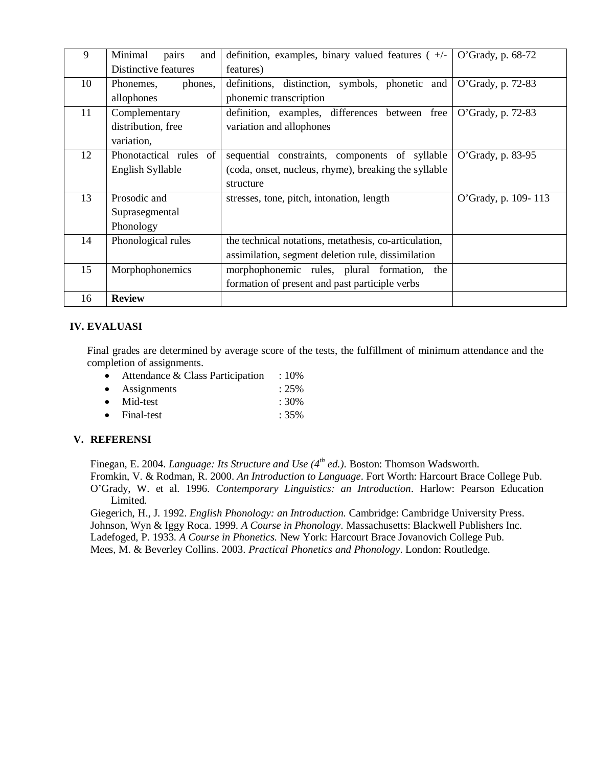| | | | |
|---|---|---|---|
| 9 | Minimal pairs and Distinctive features | definition, examples, binary valued features ( +/- features) | O'Grady, p. 68-72 |
| 10 | Phonemes, phones, allophones | definitions, distinction, symbols, phonetic and phonemic transcription | O'Grady, p. 72-83 |
| 11 | Complementary distribution, free variation, | definition, examples, differences between free variation and allophones | O'Grady, p. 72-83 |
| 12 | Phonotactical rules of English Syllable | sequential constraints, components of syllable (coda, onset, nucleus, rhyme), breaking the syllable structure | O'Grady, p. 83-95 |
| 13 | Prosodic and Suprasegmental Phonology | stresses, tone, pitch, intonation, length | O'Grady, p. 109- 113 |
| 14 | Phonological rules | the technical notations, metathesis, co-articulation, assimilation, segment deletion rule, dissimilation | |
| 15 | Morphophonemics | morphophonemic rules, plural formation, the formation of present and past participle verbs | |
| 16 | **Review** | | |

## IV. EVALUASI

Final grades are determined by average score of the tests, the fulfillment of minimum attendance and the completion of assignments.

- Attendance & Class Participation : 10%
- Assignments : 25%
- Mid-test : 30%
- Final-test : 35%

## V. REFERENSI

Finegan, E. 2004. *Language: Its Structure and Use (4th ed.)*. Boston: Thomson Wadsworth.

Fromkin, V. & Rodman, R. 2000. *An Introduction to Language*. Fort Worth: Harcourt Brace College Pub.

O'Grady, W. et al. 1996. *Contemporary Linguistics: an Introduction*. Harlow: Pearson Education Limited.

Giegerich, H., J. 1992. *English Phonology: an Introduction.* Cambridge: Cambridge University Press.

Johnson, Wyn & Iggy Roca. 1999. *A Course in Phonology*. Massachusetts: Blackwell Publishers Inc.

Ladefoged, P. 1933. *A Course in Phonetics.* New York: Harcourt Brace Jovanovich College Pub.

Mees, M. & Beverley Collins. 2003. *Practical Phonetics and Phonology*. London: Routledge.